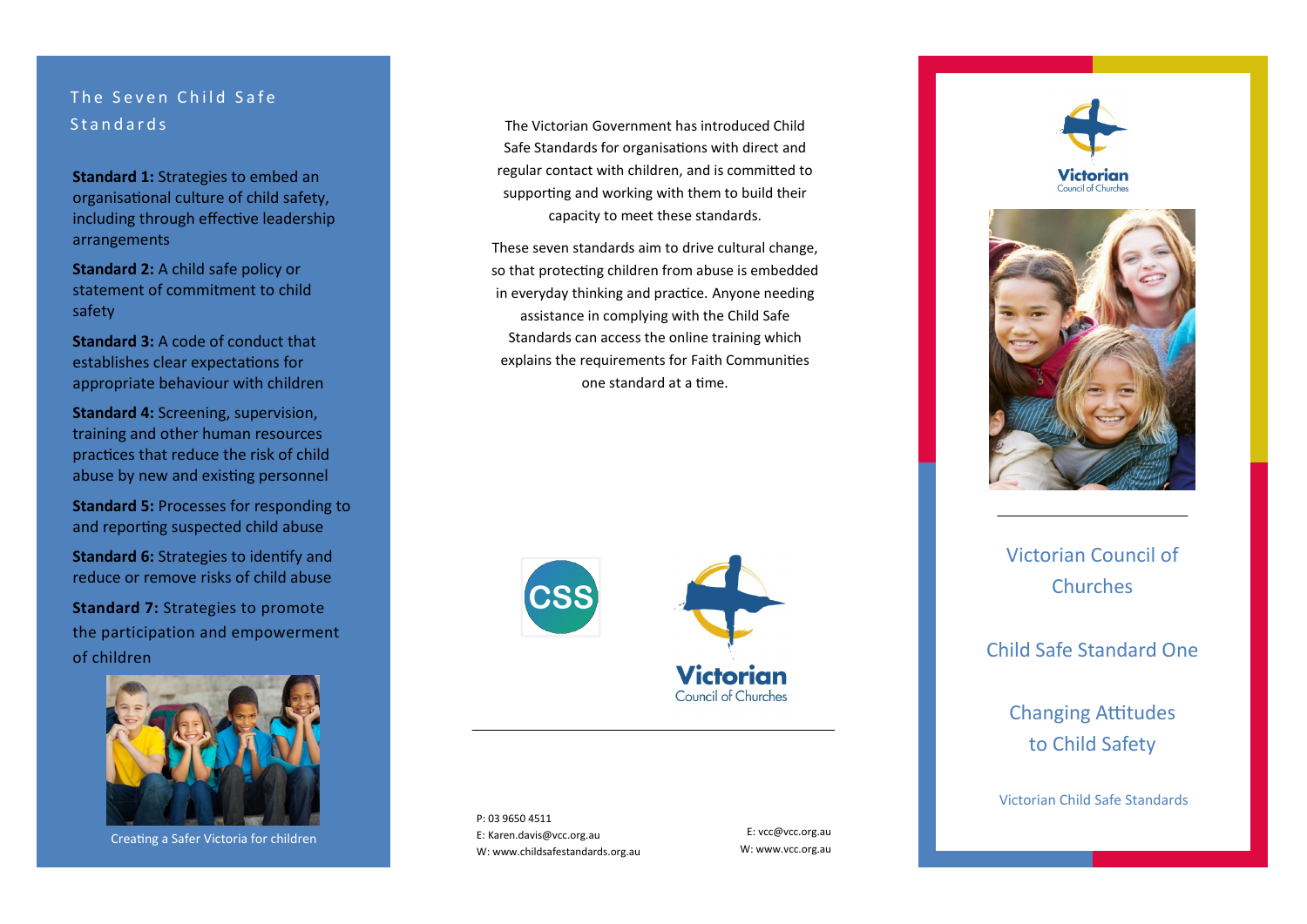## The Seven Child Safe Standards

**Standard 1:** Strategies to embed an organisational culture of child safety, including through effective leadership arrangements

**Standard 2:** A child safe policy or statement of commitment to child safety

**Standard 3:** A code of conduct that establishes clear expectations for appropriate behaviour with children

**Standard 4:** Screening, supervision, training and other human resources practices that reduce the risk of child abuse by new and existing personnel

**Standard 5:** Processes for responding to and reporting suspected child abuse

**Standard 6:** Strategies to identify and reduce or remove risks of child abuse

**Standard 7:** Strategies to promote the participation and empowerment of children

Creating a Safer Victoria for children

The Victorian Government has introduced Child Safe Standards for organisations with direct and regular contact with children, and is committed to supporting and working with them to build their capacity to meet these standards.

These seven standards aim to drive cultural change, so that protecting children from abuse is embedded in everyday thinking and practice. Anyone needing assistance in complying with the Child Safe Standards can access the online training which explains the requirements for Faith Communities one standard at a time.

CSS

Victorian Council of Churches

P: 03 9650 4511
E: Karen.davis@vcc.org.au
W: www.childsafestandards.org.au

E: vcc@vcc.org.au
W: www.vcc.org.au

Victorian Council of Churches

# Victorian Council of Churches

## Child Safe Standard One

## Changing Attitudes to Child Safety

Victorian Child Safe Standards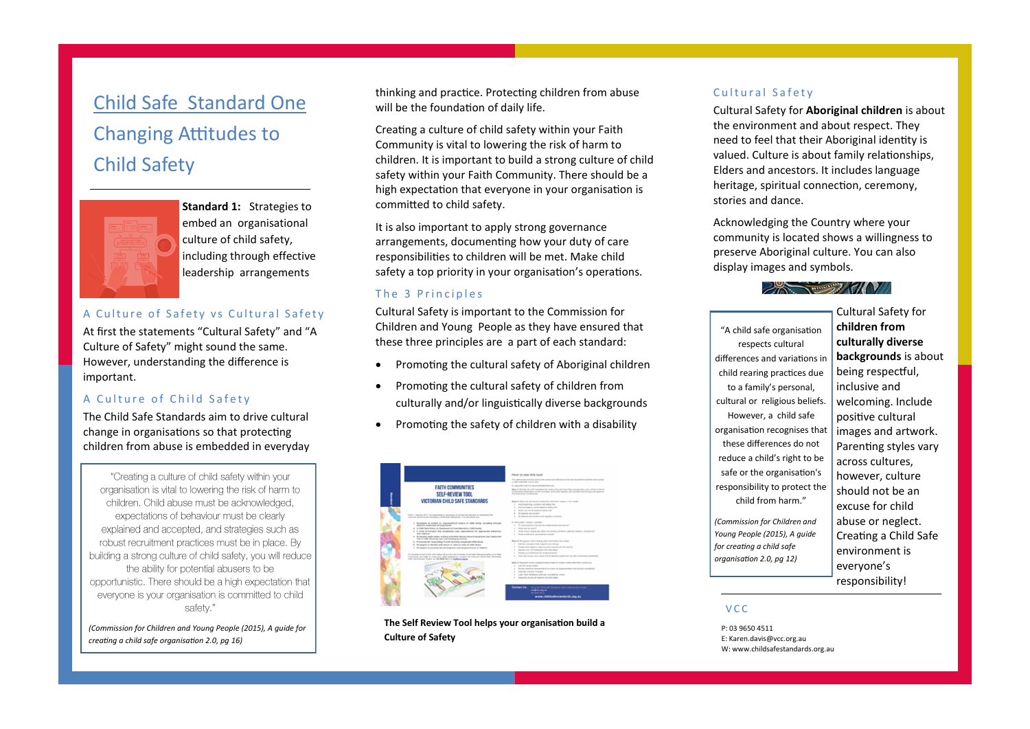# Child Safe Standard One Changing Attitudes to Child Safety

**Standard 1:** Strategies to embed an organisational culture of child safety, including through effective leadership arrangements

## A Culture of Safety vs Cultural Safety

At first the statements "Cultural Safety" and "A Culture of Safety" might sound the same. However, understanding the difference is important.

## A Culture of Child Safety

The Child Safe Standards aim to drive cultural change in organisations so that protecting children from abuse is embedded in everyday thinking and practice. Protecting children from abuse will be the foundation of daily life.

> "Creating a culture of child safety within your organisation is vital to lowering the risk of harm to children. Child abuse must be acknowledged, expectations of behaviour must be clearly explained and accepted, and strategies such as robust recruitment practices must be in place. By building a strong culture of child safety, you will reduce the ability for potential abusers to be opportunistic. There should be a high expectation that everyone is your organisation is committed to child safety."
>
> *(Commission for Children and Young People (2015), A guide for creating a child safe organisation 2.0, pg 16)*

Creating a culture of child safety within your Faith Community is vital to lowering the risk of harm to children. It is important to build a strong culture of child safety within your Faith Community. There should be a high expectation that everyone in your organisation is committed to child safety.

It is also important to apply strong governance arrangements, documenting how your duty of care responsibilities to children will be met. Make child safety a top priority in your organisation's operations.

## The 3 Principles

Cultural Safety is important to the Commission for Children and Young People as they have ensured that these three principles are a part of each standard:

- Promoting the cultural safety of Aboriginal children
- Promoting the cultural safety of children from culturally and/or linguistically diverse backgrounds
- Promoting the safety of children with a disability

**The Self Review Tool helps your organisation build a Culture of Safety**

## Cultural Safety

Cultural Safety for **Aboriginal children** is about the environment and about respect. They need to feel that their Aboriginal identity is valued. Culture is about family relationships, Elders and ancestors. It includes language heritage, spiritual connection, ceremony, stories and dance.

Acknowledging the Country where your community is located shows a willingness to preserve Aboriginal culture. You can also display images and symbols.

> "A child safe organisation respects cultural differences and variations in child rearing practices due to a family's personal, cultural or religious beliefs. However, a child safe organisation recognises that these differences do not reduce a child's right to be safe or the organisation's responsibility to protect the child from harm."
>
> *(Commission for Children and Young People (2015), A guide for creating a child safe organisation 2.0, pg 12)*

Cultural Safety for **children from culturally diverse backgrounds** is about being respectful, inclusive and welcoming. Include positive cultural images and artwork. Parenting styles vary across cultures, however, culture should not be an excuse for child abuse or neglect. Creating a Child Safe environment is everyone's responsibility!

## VCC

P: 03 9650 4511
E: Karen.davis@vcc.org.au
W: www.childsafestandards.org.au